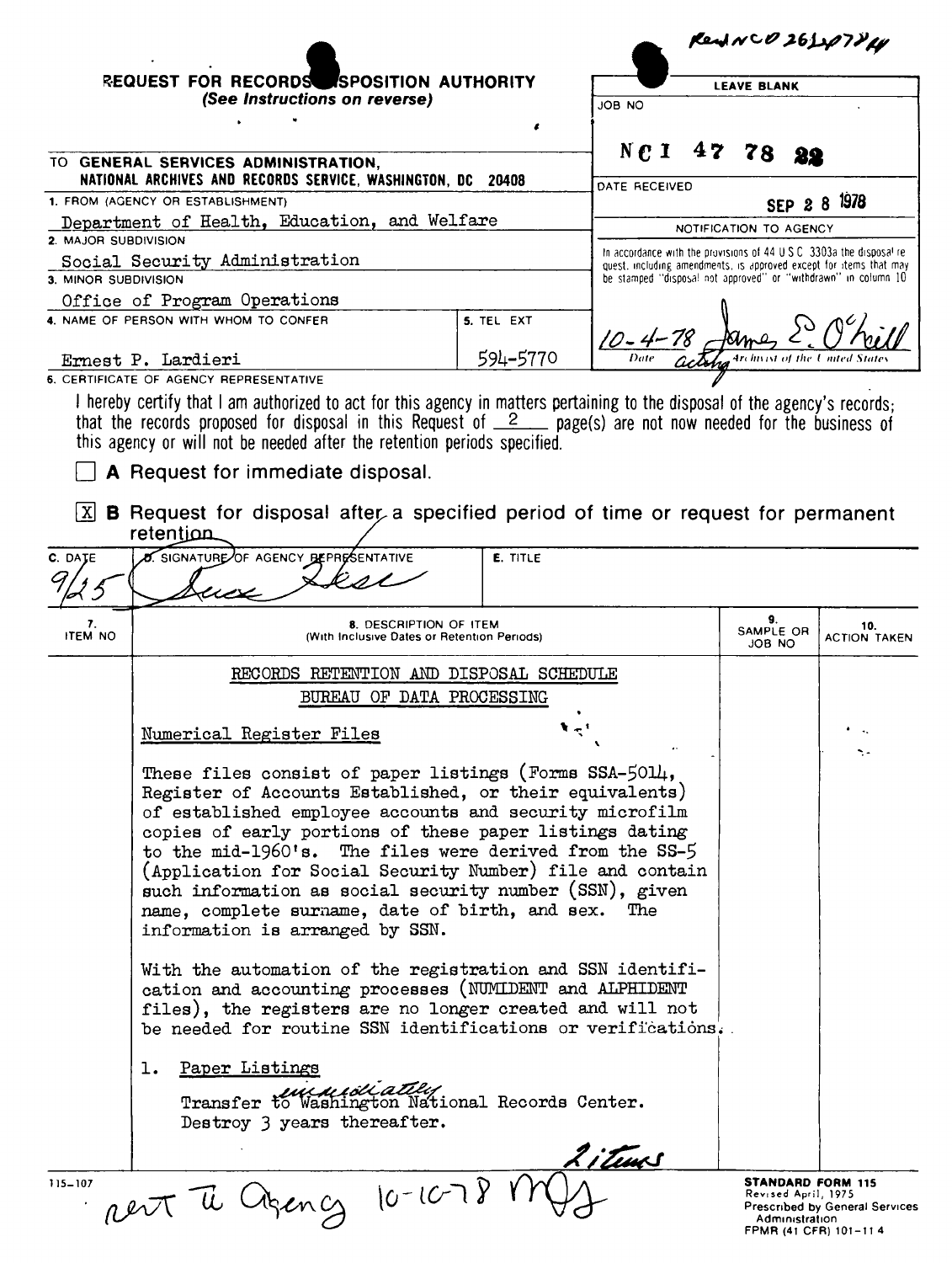Rec'd NCD 26 1978 [handwritten]

# REQUEST FOR RECORDS DISPOSITION AUTHORITY

*(See Instructions on reverse)*

| LEAVE BLANK |
|---|
| JOB NO: NC1 47 78 22 |
| DATE RECEIVED: SEP 28 1978 |
| NOTIFICATION TO AGENCY |
| In accordance with the provisions of 44 U.S.C. 3303a the disposal request, including amendments, is approved except for items that may be stamped "disposal not approved" or "withdrawn" in column 10 |
| 10-4-78 — James E. O'Neill, acting Archivist of the United States |

TO GENERAL SERVICES ADMINISTRATION,
NATIONAL ARCHIVES AND RECORDS SERVICE, WASHINGTON, DC 20408

1. FROM (AGENCY OR ESTABLISHMENT)
Department of Health, Education, and Welfare

2. MAJOR SUBDIVISION
Social Security Administration

3. MINOR SUBDIVISION
Office of Program Operations

4. NAME OF PERSON WITH WHOM TO CONFER
Ernest P. Lardieri

5. TEL EXT
594-5770

6. CERTIFICATE OF AGENCY REPRESENTATIVE

I hereby certify that I am authorized to act for this agency in matters pertaining to the disposal of the agency's records; that the records proposed for disposal in this Request of 2 page(s) are not now needed for the business of this agency or will not be needed after the retention periods specified.

☐ **A** Request for immediate disposal.

☒ **B** Request for disposal after a specified period of time or request for permanent retention.

| C. DATE | D. SIGNATURE OF AGENCY REPRESENTATIVE | E. TITLE |
|---|---|---|
| 9/25 | [signature] | |

| 7. ITEM NO | 8. DESCRIPTION OF ITEM (With Inclusive Dates or Retention Periods) | 9. SAMPLE OR JOB NO | 10. ACTION TAKEN |
|---|---|---|---|
| | RECORDS RETENTION AND DISPOSAL SCHEDULE<br>BUREAU OF DATA PROCESSING | | |

Numerical Register Files

These files consist of paper listings (Forms SSA-5014, Register of Accounts Established, or their equivalents) of established employee accounts and security microfilm copies of early portions of these paper listings dating to the mid-1960's. The files were derived from the SS-5 (Application for Social Security Number) file and contain such information as social security number (SSN), given name, complete surname, date of birth, and sex. The information is arranged by SSN.

With the automation of the registration and SSN identification and accounting processes (NUMIDENT and ALPHIDENT files), the registers are no longer created and will not be needed for routine SSN identifications or verifications.

1. Paper Listings

   Transfer immediately to Washington National Records Center.
   Destroy 3 years thereafter.

2 items [handwritten]

sent to agency 10-10-78 [initials] [handwritten]

115-107

**STANDARD FORM 115**
Revised April, 1975
Prescribed by General Services Administration
FPMR (41 CFR) 101-11.4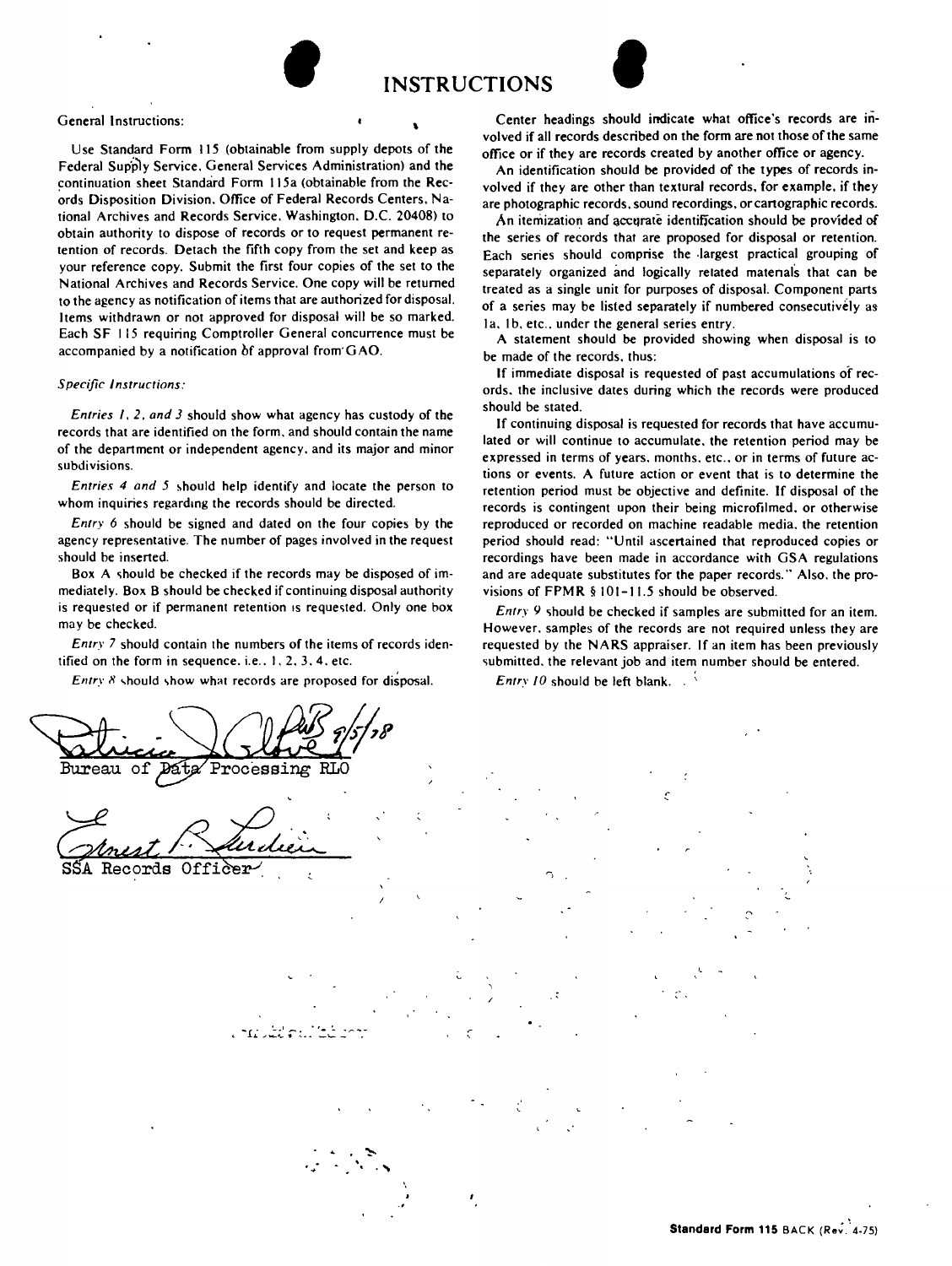# INSTRUCTIONS

General Instructions:

Use Standard Form 115 (obtainable from supply depots of the Federal Supply Service, General Services Administration) and the continuation sheet Standard Form 115a (obtainable from the Records Disposition Division, Office of Federal Records Centers, National Archives and Records Service, Washington, D.C. 20408) to obtain authority to dispose of records or to request permanent retention of records. Detach the fifth copy from the set and keep as your reference copy. Submit the first four copies of the set to the National Archives and Records Service. One copy will be returned to the agency as notification of items that are authorized for disposal. Items withdrawn or not approved for disposal will be so marked. Each SF 115 requiring Comptroller General concurrence must be accompanied by a notification of approval from GAO.

*Specific Instructions:*

*Entries 1, 2, and 3* should show what agency has custody of the records that are identified on the form, and should contain the name of the department or independent agency, and its major and minor subdivisions.

*Entries 4 and 5* should help identify and locate the person to whom inquiries regarding the records should be directed.

*Entry 6* should be signed and dated on the four copies by the agency representative. The number of pages involved in the request should be inserted.

Box A should be checked if the records may be disposed of immediately. Box B should be checked if continuing disposal authority is requested or if permanent retention is requested. Only one box may be checked.

*Entry 7* should contain the numbers of the items of records identified on the form in sequence, i.e., 1, 2, 3, 4, etc.

*Entry 8* should show what records are proposed for disposal.

Center headings should indicate what office's records are involved if all records described on the form are not those of the same office or if they are records created by another office or agency.

An identification should be provided of the types of records involved if they are other than textural records, for example, if they are photographic records, sound recordings, or cartographic records.

An itemization and accurate identification should be provided of the series of records that are proposed for disposal or retention. Each series should comprise the largest practical grouping of separately organized and logically related materials that can be treated as a single unit for purposes of disposal. Component parts of a series may be listed separately if numbered consecutively as 1a, 1b, etc., under the general series entry.

A statement should be provided showing when disposal is to be made of the records, thus:

If immediate disposal is requested of past accumulations of records, the inclusive dates during which the records were produced should be stated.

If continuing disposal is requested for records that have accumulated or will continue to accumulate, the retention period may be expressed in terms of years, months, etc., or in terms of future actions or events. A future action or event that is to determine the retention period must be objective and definite. If disposal of the records is contingent upon their being microfilmed, or otherwise reproduced or recorded on machine readable media, the retention period should read: "Until ascertained that reproduced copies or recordings have been made in accordance with GSA regulations and are adequate substitutes for the paper records." Also, the provisions of FPMR § 101-11.5 should be observed.

*Entry 9* should be checked if samples are submitted for an item. However, samples of the records are not required unless they are requested by the NARS appraiser. If an item has been previously submitted, the relevant job and item number should be entered.

*Entry 10* should be left blank.

Patricia J. Glove 9/5/78
Bureau of Data Processing RLO

Ernest R. Lurdeen
SSA Records Officer

**Standard Form 115** BACK (Rev. 4-75)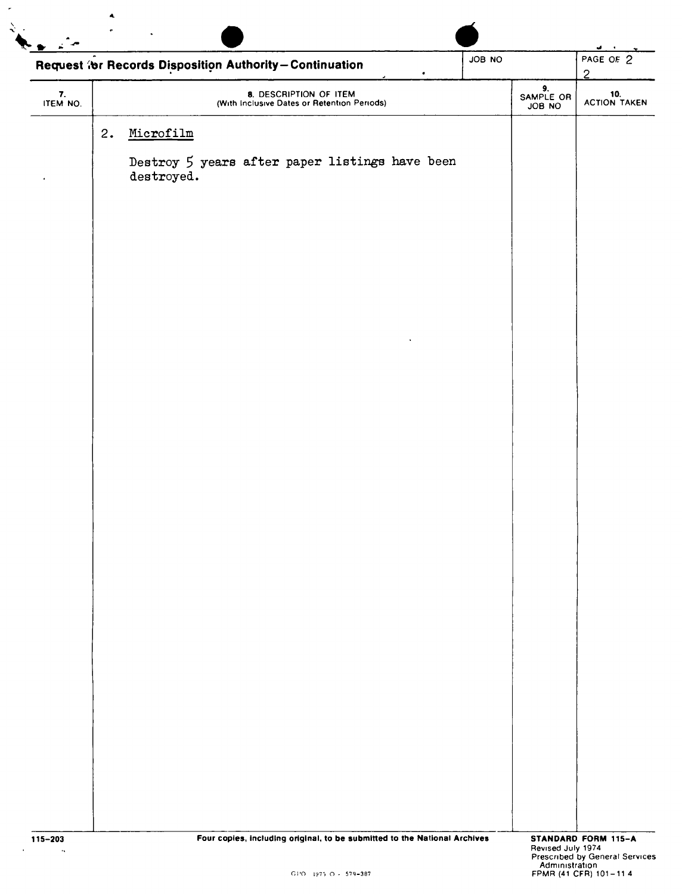# Request for Records Disposition Authority—Continuation

| JOB NO | PAGE 2 OF 2 |
|---|---|
| | |

| 7. ITEM NO. | 8. DESCRIPTION OF ITEM (With Inclusive Dates or Retention Periods) | 9. SAMPLE OR JOB NO | 10. ACTION TAKEN |
|---|---|---|---|
| | 2. Microfilm<br><br>Destroy 5 years after paper listings have been destroyed. | | |

115-203

Four copies, including original, to be submitted to the National Archives

**STANDARD FORM 115-A**
Revised July 1974
Prescribed by General Services Administration
FPMR (41 CFR) 101-11 4

GPO 1975 O - 579-387